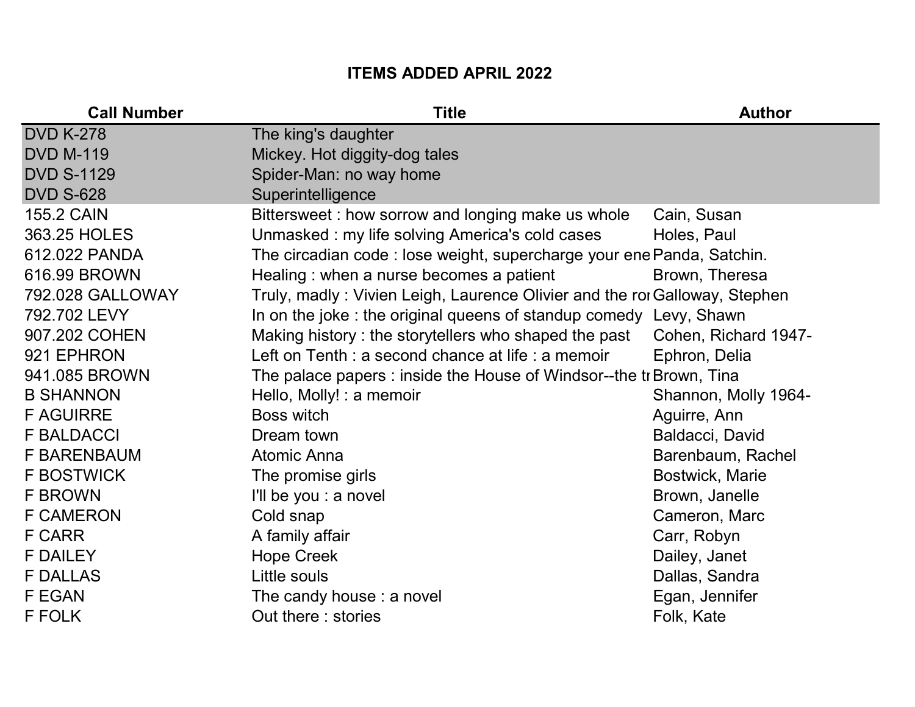# ITEMS ADDED APRIL 2022

| Call Number | Title | Author |
|---|---|---|
| DVD K-278 | The king's daughter | |
| DVD M-119 | Mickey. Hot diggity-dog tales | |
| DVD S-1129 | Spider-Man: no way home | |
| DVD S-628 | Superintelligence | |
| 155.2 CAIN | Bittersweet : how sorrow and longing make us whole | Cain, Susan |
| 363.25 HOLES | Unmasked : my life solving America's cold cases | Holes, Paul |
| 612.022 PANDA | The circadian code : lose weight, supercharge your ene | Panda, Satchin. |
| 616.99 BROWN | Healing : when a nurse becomes a patient | Brown, Theresa |
| 792.028 GALLOWAY | Truly, madly : Vivien Leigh, Laurence Olivier and the ro | Galloway, Stephen |
| 792.702 LEVY | In on the joke : the original queens of standup comedy | Levy, Shawn |
| 907.202 COHEN | Making history : the storytellers who shaped the past | Cohen, Richard 1947- |
| 921 EPHRON | Left on Tenth : a second chance at life : a memoir | Ephron, Delia |
| 941.085 BROWN | The palace papers : inside the House of Windsor--the t | Brown, Tina |
| B SHANNON | Hello, Molly! : a memoir | Shannon, Molly 1964- |
| F AGUIRRE | Boss witch | Aguirre, Ann |
| F BALDACCI | Dream town | Baldacci, David |
| F BARENBAUM | Atomic Anna | Barenbaum, Rachel |
| F BOSTWICK | The promise girls | Bostwick, Marie |
| F BROWN | I'll be you : a novel | Brown, Janelle |
| F CAMERON | Cold snap | Cameron, Marc |
| F CARR | A family affair | Carr, Robyn |
| F DAILEY | Hope Creek | Dailey, Janet |
| F DALLAS | Little souls | Dallas, Sandra |
| F EGAN | The candy house : a novel | Egan, Jennifer |
| F FOLK | Out there : stories | Folk, Kate |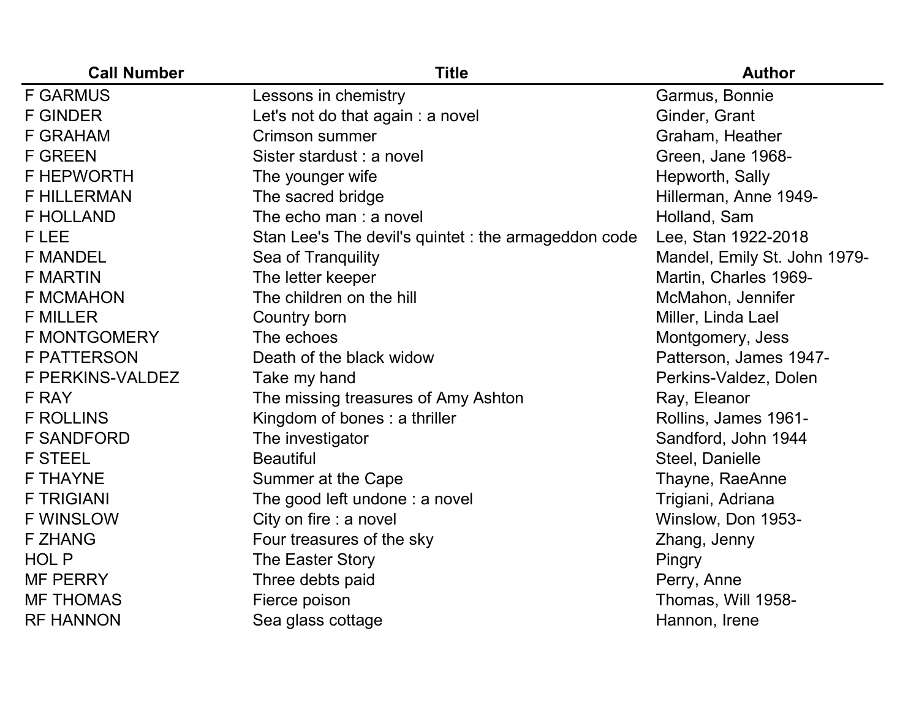| Call Number | Title | Author |
| --- | --- | --- |
| F GARMUS | Lessons in chemistry | Garmus, Bonnie |
| F GINDER | Let's not do that again : a novel | Ginder, Grant |
| F GRAHAM | Crimson summer | Graham, Heather |
| F GREEN | Sister stardust : a novel | Green, Jane 1968- |
| F HEPWORTH | The younger wife | Hepworth, Sally |
| F HILLERMAN | The sacred bridge | Hillerman, Anne 1949- |
| F HOLLAND | The echo man : a novel | Holland, Sam |
| F LEE | Stan Lee's The devil's quintet : the armageddon code | Lee, Stan 1922-2018 |
| F MANDEL | Sea of Tranquility | Mandel, Emily St. John 1979- |
| F MARTIN | The letter keeper | Martin, Charles 1969- |
| F MCMAHON | The children on the hill | McMahon, Jennifer |
| F MILLER | Country born | Miller, Linda Lael |
| F MONTGOMERY | The echoes | Montgomery, Jess |
| F PATTERSON | Death of the black widow | Patterson, James 1947- |
| F PERKINS-VALDEZ | Take my hand | Perkins-Valdez, Dolen |
| F RAY | The missing treasures of Amy Ashton | Ray, Eleanor |
| F ROLLINS | Kingdom of bones : a thriller | Rollins, James 1961- |
| F SANDFORD | The investigator | Sandford, John 1944 |
| F STEEL | Beautiful | Steel, Danielle |
| F THAYNE | Summer at the Cape | Thayne, RaeAnne |
| F TRIGIANI | The good left undone : a novel | Trigiani, Adriana |
| F WINSLOW | City on fire : a novel | Winslow, Don 1953- |
| F ZHANG | Four treasures of the sky | Zhang, Jenny |
| HOL P | The Easter Story | Pingry |
| MF PERRY | Three debts paid | Perry, Anne |
| MF THOMAS | Fierce poison | Thomas, Will 1958- |
| RF HANNON | Sea glass cottage | Hannon, Irene |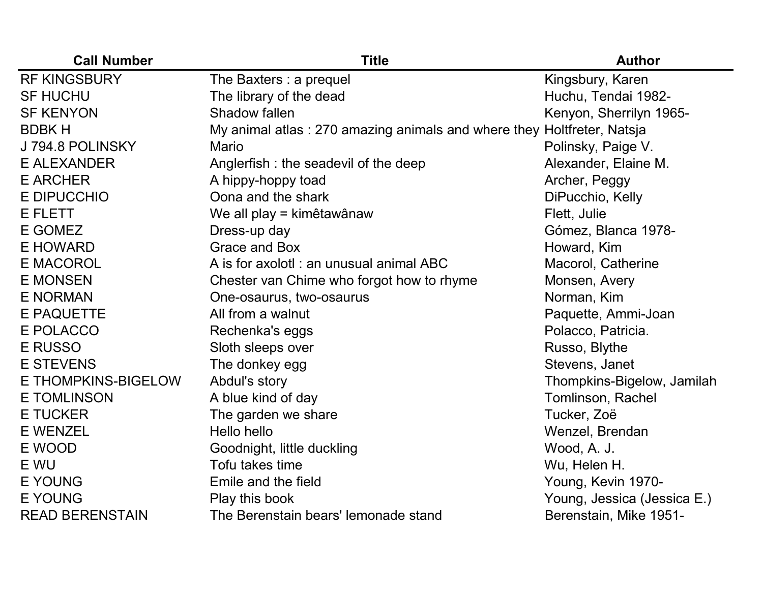| Call Number | Title | Author |
| --- | --- | --- |
| RF KINGSBURY | The Baxters : a prequel | Kingsbury, Karen |
| SF HUCHU | The library of the dead | Huchu, Tendai 1982- |
| SF KENYON | Shadow fallen | Kenyon, Sherrilyn 1965- |
| BDBK H | My animal atlas : 270 amazing animals and where they | Holtfreter, Natsja |
| J 794.8 POLINSKY | Mario | Polinsky, Paige V. |
| E ALEXANDER | Anglerfish : the seadevil of the deep | Alexander, Elaine M. |
| E ARCHER | A hippy-hoppy toad | Archer, Peggy |
| E DIPUCCHIO | Oona and the shark | DiPucchio, Kelly |
| E FLETT | We all play = kimêtawânaw | Flett, Julie |
| E GOMEZ | Dress-up day | Gómez, Blanca 1978- |
| E HOWARD | Grace and Box | Howard, Kim |
| E MACOROL | A is for axolotl : an unusual animal ABC | Macorol, Catherine |
| E MONSEN | Chester van Chime who forgot how to rhyme | Monsen, Avery |
| E NORMAN | One-osaurus, two-osaurus | Norman, Kim |
| E PAQUETTE | All from a walnut | Paquette, Ammi-Joan |
| E POLACCO | Rechenka's eggs | Polacco, Patricia. |
| E RUSSO | Sloth sleeps over | Russo, Blythe |
| E STEVENS | The donkey egg | Stevens, Janet |
| E THOMPKINS-BIGELOW | Abdul's story | Thompkins-Bigelow, Jamilah |
| E TOMLINSON | A blue kind of day | Tomlinson, Rachel |
| E TUCKER | The garden we share | Tucker, Zoë |
| E WENZEL | Hello hello | Wenzel, Brendan |
| E WOOD | Goodnight, little duckling | Wood, A. J. |
| E WU | Tofu takes time | Wu, Helen H. |
| E YOUNG | Emile and the field | Young, Kevin 1970- |
| E YOUNG | Play this book | Young, Jessica (Jessica E.) |
| READ BERENSTAIN | The Berenstain bears' lemonade stand | Berenstain, Mike 1951- |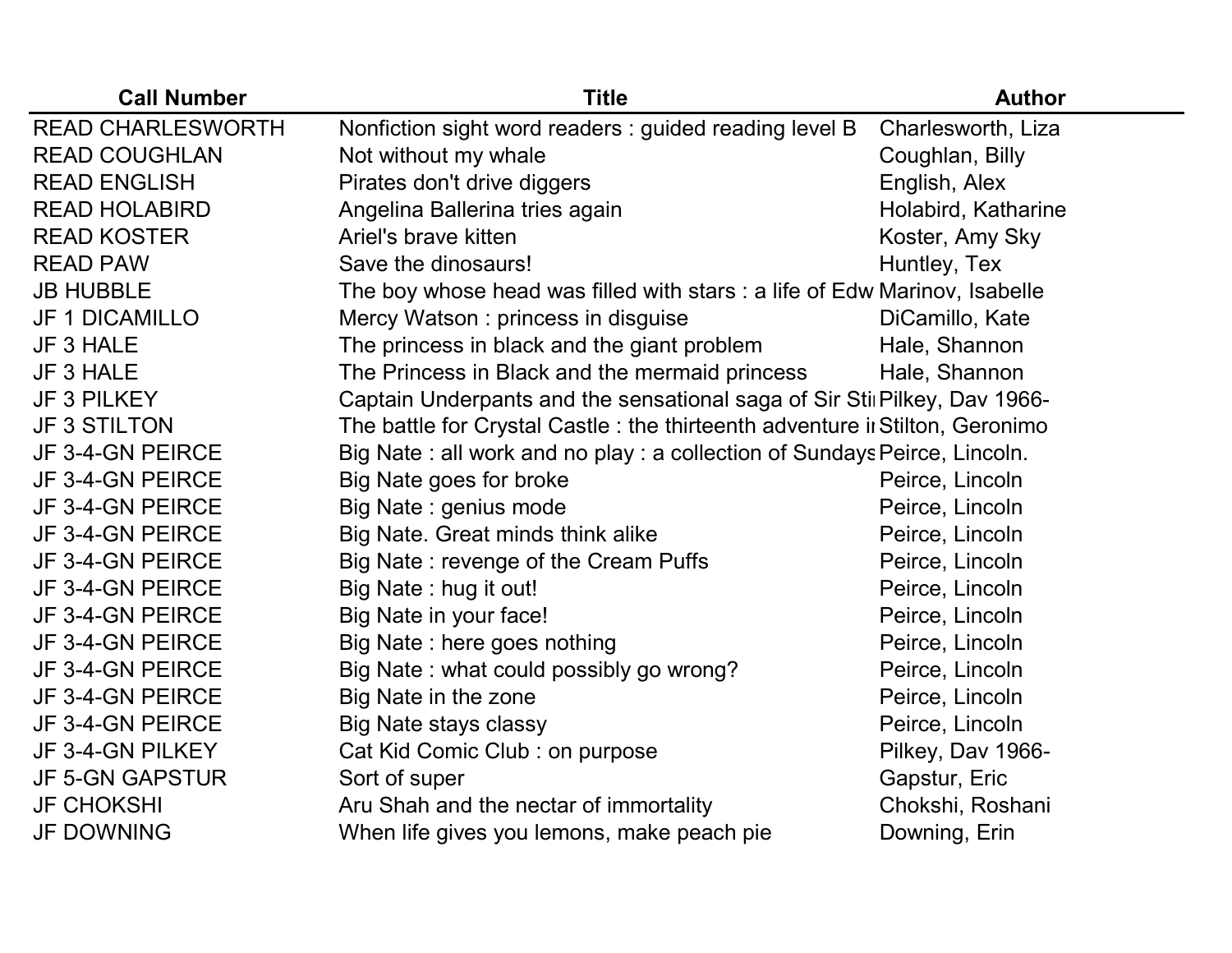| Call Number | Title | Author |
| --- | --- | --- |
| READ CHARLESWORTH | Nonfiction sight word readers : guided reading level B | Charlesworth, Liza |
| READ COUGHLAN | Not without my whale | Coughlan, Billy |
| READ ENGLISH | Pirates don't drive diggers | English, Alex |
| READ HOLABIRD | Angelina Ballerina tries again | Holabird, Katharine |
| READ KOSTER | Ariel's brave kitten | Koster, Amy Sky |
| READ PAW | Save the dinosaurs! | Huntley, Tex |
| JB HUBBLE | The boy whose head was filled with stars : a life of Edw | Marinov, Isabelle |
| JF 1 DICAMILLO | Mercy Watson : princess in disguise | DiCamillo, Kate |
| JF 3 HALE | The princess in black and the giant problem | Hale, Shannon |
| JF 3 HALE | The Princess in Black and the mermaid princess | Hale, Shannon |
| JF 3 PILKEY | Captain Underpants and the sensational saga of Sir Sti | Pilkey, Dav 1966- |
| JF 3 STILTON | The battle for Crystal Castle : the thirteenth adventure i | Stilton, Geronimo |
| JF 3-4-GN PEIRCE | Big Nate : all work and no play : a collection of Sundays | Peirce, Lincoln. |
| JF 3-4-GN PEIRCE | Big Nate goes for broke | Peirce, Lincoln |
| JF 3-4-GN PEIRCE | Big Nate : genius mode | Peirce, Lincoln |
| JF 3-4-GN PEIRCE | Big Nate. Great minds think alike | Peirce, Lincoln |
| JF 3-4-GN PEIRCE | Big Nate : revenge of the Cream Puffs | Peirce, Lincoln |
| JF 3-4-GN PEIRCE | Big Nate : hug it out! | Peirce, Lincoln |
| JF 3-4-GN PEIRCE | Big Nate in your face! | Peirce, Lincoln |
| JF 3-4-GN PEIRCE | Big Nate : here goes nothing | Peirce, Lincoln |
| JF 3-4-GN PEIRCE | Big Nate : what could possibly go wrong? | Peirce, Lincoln |
| JF 3-4-GN PEIRCE | Big Nate in the zone | Peirce, Lincoln |
| JF 3-4-GN PEIRCE | Big Nate stays classy | Peirce, Lincoln |
| JF 3-4-GN PILKEY | Cat Kid Comic Club : on purpose | Pilkey, Dav 1966- |
| JF 5-GN GAPSTUR | Sort of super | Gapstur, Eric |
| JF CHOKSHI | Aru Shah and the nectar of immortality | Chokshi, Roshani |
| JF DOWNING | When life gives you lemons, make peach pie | Downing, Erin |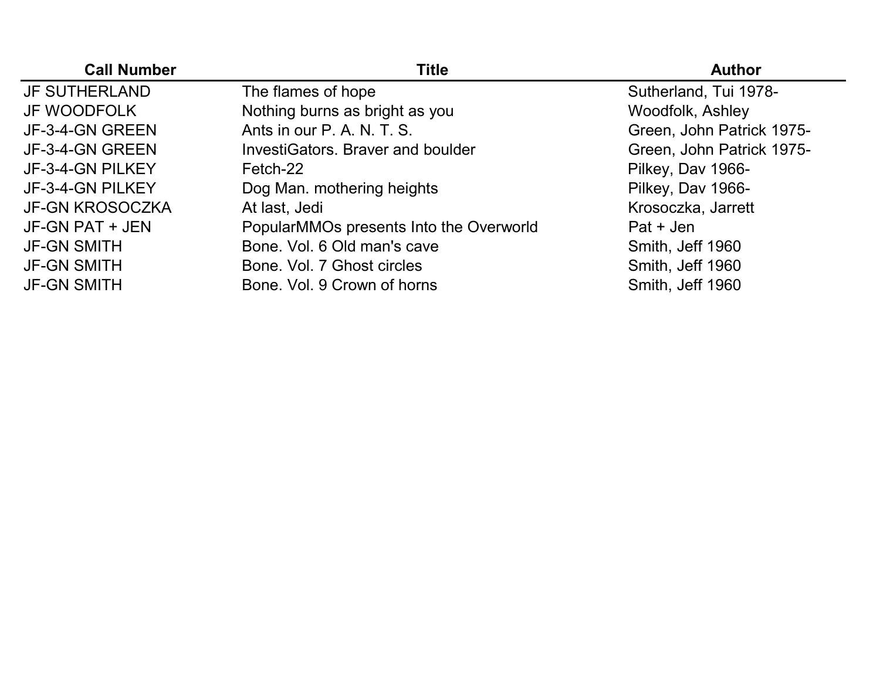| Call Number | Title | Author |
|---|---|---|
| JF SUTHERLAND | The flames of hope | Sutherland, Tui 1978- |
| JF WOODFOLK | Nothing burns as bright as you | Woodfolk, Ashley |
| JF-3-4-GN GREEN | Ants in our P. A. N. T. S. | Green, John Patrick 1975- |
| JF-3-4-GN GREEN | InvestiGators. Braver and boulder | Green, John Patrick 1975- |
| JF-3-4-GN PILKEY | Fetch-22 | Pilkey, Dav 1966- |
| JF-3-4-GN PILKEY | Dog Man. mothering heights | Pilkey, Dav 1966- |
| JF-GN KROSOCZKA | At last, Jedi | Krosoczka, Jarrett |
| JF-GN PAT + JEN | PopularMMOs presents Into the Overworld | Pat + Jen |
| JF-GN SMITH | Bone. Vol. 6 Old man's cave | Smith, Jeff 1960 |
| JF-GN SMITH | Bone. Vol. 7 Ghost circles | Smith, Jeff 1960 |
| JF-GN SMITH | Bone. Vol. 9 Crown of horns | Smith, Jeff 1960 |